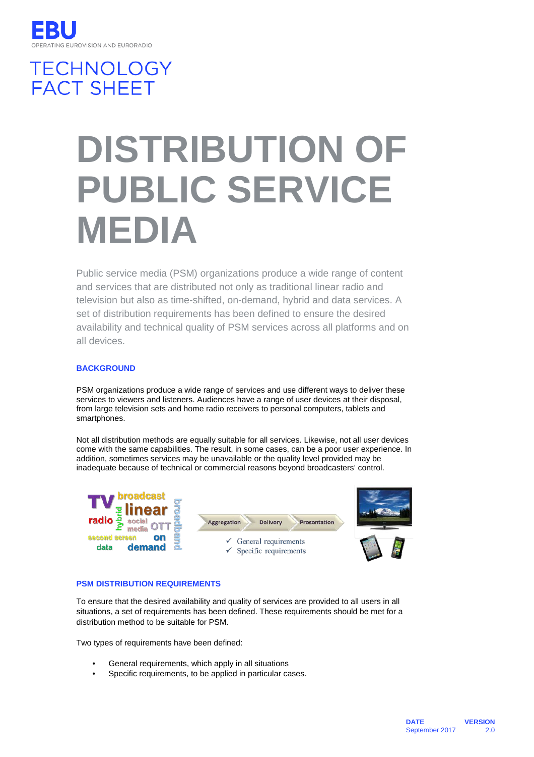EBU

OPERATING EUROVISION AND EURORADIO

TECHNOLOGY
FACT SHEET

# DISTRIBUTION OF PUBLIC SERVICE MEDIA

Public service media (PSM) organizations produce a wide range of content and services that are distributed not only as traditional linear radio and television but also as time-shifted, on-demand, hybrid and data services. A set of distribution requirements has been defined to ensure the desired availability and technical quality of PSM services across all platforms and on all devices.

## BACKGROUND

PSM organizations produce a wide range of services and use different ways to deliver these services to viewers and listeners. Audiences have a range of user devices at their disposal, from large television sets and home radio receivers to personal computers, tablets and smartphones.

Not all distribution methods are equally suitable for all services. Likewise, not all user devices come with the same capabilities. The result, in some cases, can be a poor user experience. In addition, sometimes services may be unavailable or the quality level provided may be inadequate because of technical or commercial reasons beyond broadcasters' control.

Aggregation → Delivery → Presentation

- ✓ General requirements
- ✓ Specific requirements

## PSM DISTRIBUTION REQUIREMENTS

To ensure that the desired availability and quality of services are provided to all users in all situations, a set of requirements has been defined. These requirements should be met for a distribution method to be suitable for PSM.

Two types of requirements have been defined:

- General requirements, which apply in all situations
- Specific requirements, to be applied in particular cases.

**DATE** September 2017 **VERSION** 2.0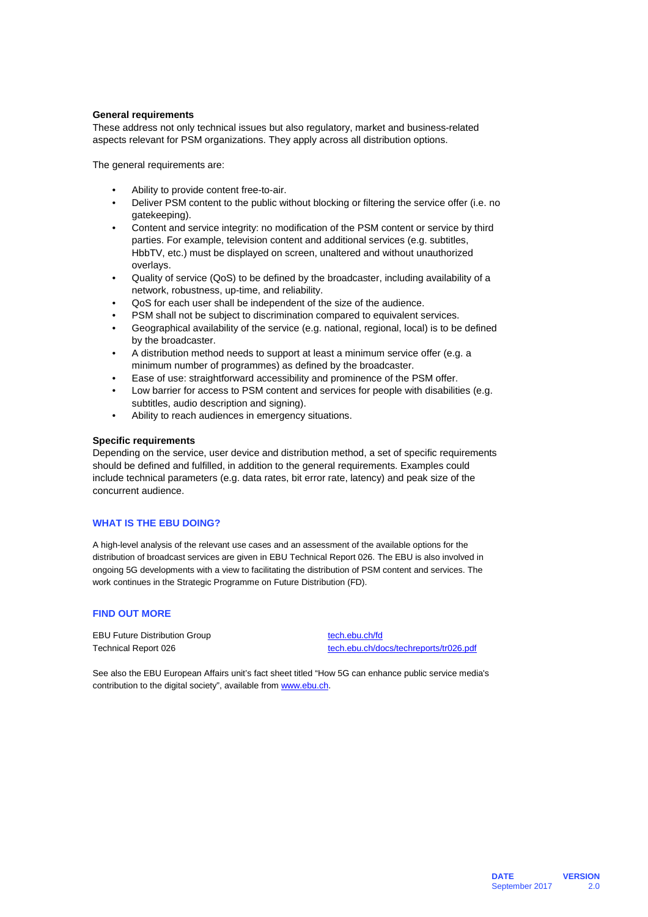**General requirements**

These address not only technical issues but also regulatory, market and business-related aspects relevant for PSM organizations. They apply across all distribution options.

The general requirements are:

- Ability to provide content free-to-air.
- Deliver PSM content to the public without blocking or filtering the service offer (i.e. no gatekeeping).
- Content and service integrity: no modification of the PSM content or service by third parties. For example, television content and additional services (e.g. subtitles, HbbTV, etc.) must be displayed on screen, unaltered and without unauthorized overlays.
- Quality of service (QoS) to be defined by the broadcaster, including availability of a network, robustness, up-time, and reliability.
- QoS for each user shall be independent of the size of the audience.
- PSM shall not be subject to discrimination compared to equivalent services.
- Geographical availability of the service (e.g. national, regional, local) is to be defined by the broadcaster.
- A distribution method needs to support at least a minimum service offer (e.g. a minimum number of programmes) as defined by the broadcaster.
- Ease of use: straightforward accessibility and prominence of the PSM offer.
- Low barrier for access to PSM content and services for people with disabilities (e.g. subtitles, audio description and signing).
- Ability to reach audiences in emergency situations.

**Specific requirements**

Depending on the service, user device and distribution method, a set of specific requirements should be defined and fulfilled, in addition to the general requirements. Examples could include technical parameters (e.g. data rates, bit error rate, latency) and peak size of the concurrent audience.

## WHAT IS THE EBU DOING?

A high-level analysis of the relevant use cases and an assessment of the available options for the distribution of broadcast services are given in EBU Technical Report 026. The EBU is also involved in ongoing 5G developments with a view to facilitating the distribution of PSM content and services. The work continues in the Strategic Programme on Future Distribution (FD).

## FIND OUT MORE

| | |
|---|---|
| EBU Future Distribution Group | tech.ebu.ch/fd |
| Technical Report 026 | tech.ebu.ch/docs/techreports/tr026.pdf |

See also the EBU European Affairs unit's fact sheet titled "How 5G can enhance public service media's contribution to the digital society", available from www.ebu.ch.

**DATE** September 2017 **VERSION** 2.0